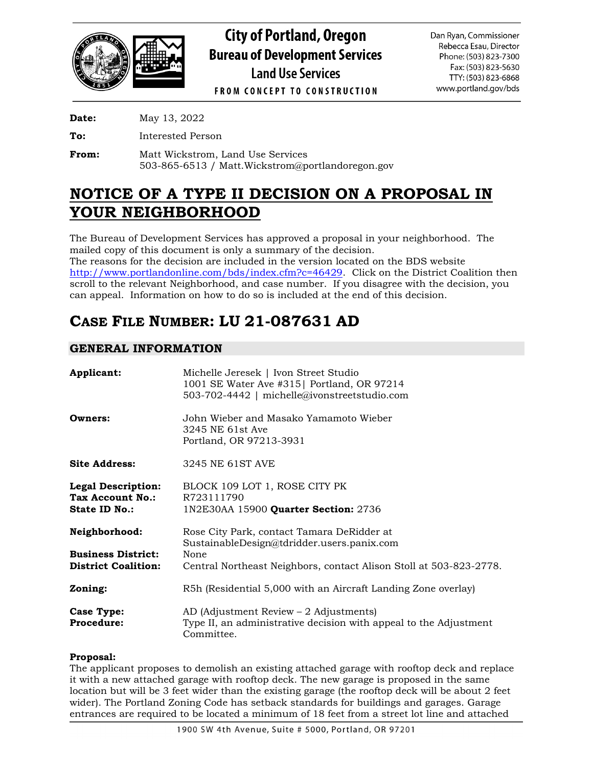City of Portland, Oregon
**Bureau of Development Services**
**Land Use Services**
FROM CONCEPT TO CONSTRUCTION

Dan Ryan, Commissioner
Rebecca Esau, Director
Phone: (503) 823-7300
Fax: (503) 823-5630
TTY: (503) 823-6868
www.portland.gov/bds

**Date:** May 13, 2022

**To:** Interested Person

**From:** Matt Wickstrom, Land Use Services
503-865-6513 / Matt.Wickstrom@portlandoregon.gov

# NOTICE OF A TYPE II DECISION ON A PROPOSAL IN YOUR NEIGHBORHOOD

The Bureau of Development Services has approved a proposal in your neighborhood. The mailed copy of this document is only a summary of the decision.
The reasons for the decision are included in the version located on the BDS website http://www.portlandonline.com/bds/index.cfm?c=46429. Click on the District Coalition then scroll to the relevant Neighborhood, and case number. If you disagree with the decision, you can appeal. Information on how to do so is included at the end of this decision.

# CASE FILE NUMBER: LU 21-087631 AD

## GENERAL INFORMATION

**Applicant:** Michelle Jeresek | Ivon Street Studio
1001 SE Water Ave #315| Portland, OR 97214
503-702-4442 | michelle@ivonstreetstudio.com

**Owners:** John Wieber and Masako Yamamoto Wieber
3245 NE 61st Ave
Portland, OR 97213-3931

**Site Address:** 3245 NE 61ST AVE

**Legal Description:** BLOCK 109 LOT 1, ROSE CITY PK
**Tax Account No.:** R723111790
**State ID No.:** 1N2E30AA 15900 **Quarter Section:** 2736

**Neighborhood:** Rose City Park, contact Tamara DeRidder at SustainableDesign@tdridder.users.panix.com
**Business District:** None
**District Coalition:** Central Northeast Neighbors, contact Alison Stoll at 503-823-2778.

**Zoning:** R5h (Residential 5,000 with an Aircraft Landing Zone overlay)

**Case Type:** AD (Adjustment Review – 2 Adjustments)
**Procedure:** Type II, an administrative decision with appeal to the Adjustment Committee.

**Proposal:**
The applicant proposes to demolish an existing attached garage with rooftop deck and replace it with a new attached garage with rooftop deck. The new garage is proposed in the same location but will be 3 feet wider than the existing garage (the rooftop deck will be about 2 feet wider). The Portland Zoning Code has setback standards for buildings and garages. Garage entrances are required to be located a minimum of 18 feet from a street lot line and attached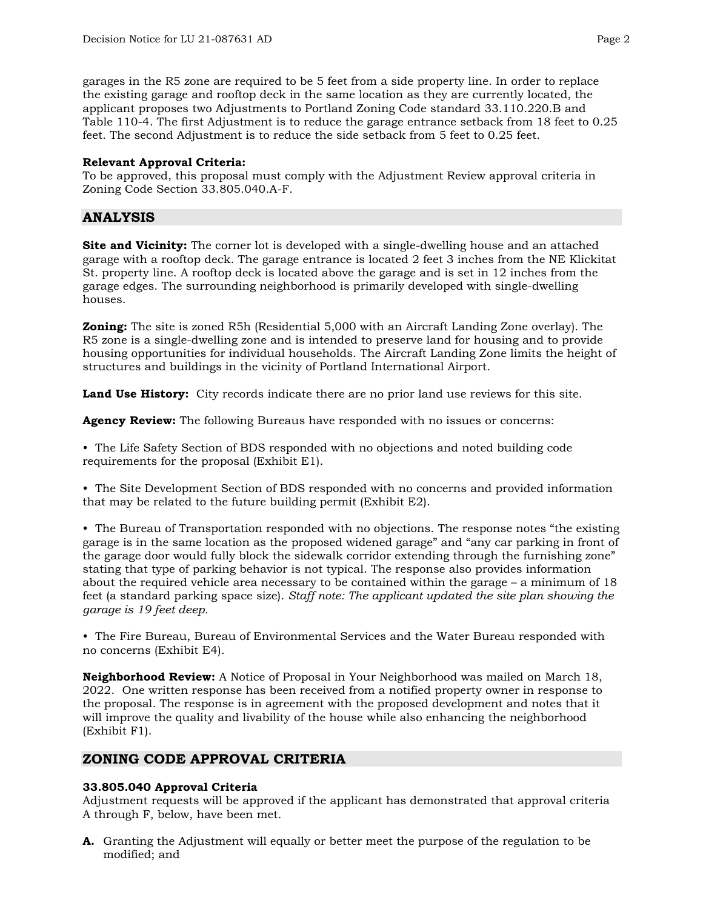garages in the R5 zone are required to be 5 feet from a side property line. In order to replace the existing garage and rooftop deck in the same location as they are currently located, the applicant proposes two Adjustments to Portland Zoning Code standard 33.110.220.B and Table 110-4. The first Adjustment is to reduce the garage entrance setback from 18 feet to 0.25 feet. The second Adjustment is to reduce the side setback from 5 feet to 0.25 feet.

**Relevant Approval Criteria:**
To be approved, this proposal must comply with the Adjustment Review approval criteria in Zoning Code Section 33.805.040.A-F.

## ANALYSIS

**Site and Vicinity:** The corner lot is developed with a single-dwelling house and an attached garage with a rooftop deck. The garage entrance is located 2 feet 3 inches from the NE Klickitat St. property line. A rooftop deck is located above the garage and is set in 12 inches from the garage edges. The surrounding neighborhood is primarily developed with single-dwelling houses.

**Zoning:** The site is zoned R5h (Residential 5,000 with an Aircraft Landing Zone overlay). The R5 zone is a single-dwelling zone and is intended to preserve land for housing and to provide housing opportunities for individual households. The Aircraft Landing Zone limits the height of structures and buildings in the vicinity of Portland International Airport.

**Land Use History:** City records indicate there are no prior land use reviews for this site.

**Agency Review:** The following Bureaus have responded with no issues or concerns:

• The Life Safety Section of BDS responded with no objections and noted building code requirements for the proposal (Exhibit E1).

• The Site Development Section of BDS responded with no concerns and provided information that may be related to the future building permit (Exhibit E2).

• The Bureau of Transportation responded with no objections. The response notes "the existing garage is in the same location as the proposed widened garage" and "any car parking in front of the garage door would fully block the sidewalk corridor extending through the furnishing zone" stating that type of parking behavior is not typical. The response also provides information about the required vehicle area necessary to be contained within the garage – a minimum of 18 feet (a standard parking space size). *Staff note: The applicant updated the site plan showing the garage is 19 feet deep.*

• The Fire Bureau, Bureau of Environmental Services and the Water Bureau responded with no concerns (Exhibit E4).

**Neighborhood Review:** A Notice of Proposal in Your Neighborhood was mailed on March 18, 2022. One written response has been received from a notified property owner in response to the proposal. The response is in agreement with the proposed development and notes that it will improve the quality and livability of the house while also enhancing the neighborhood (Exhibit F1).

## ZONING CODE APPROVAL CRITERIA

**33.805.040 Approval Criteria**
Adjustment requests will be approved if the applicant has demonstrated that approval criteria A through F, below, have been met.

**A.** Granting the Adjustment will equally or better meet the purpose of the regulation to be modified; and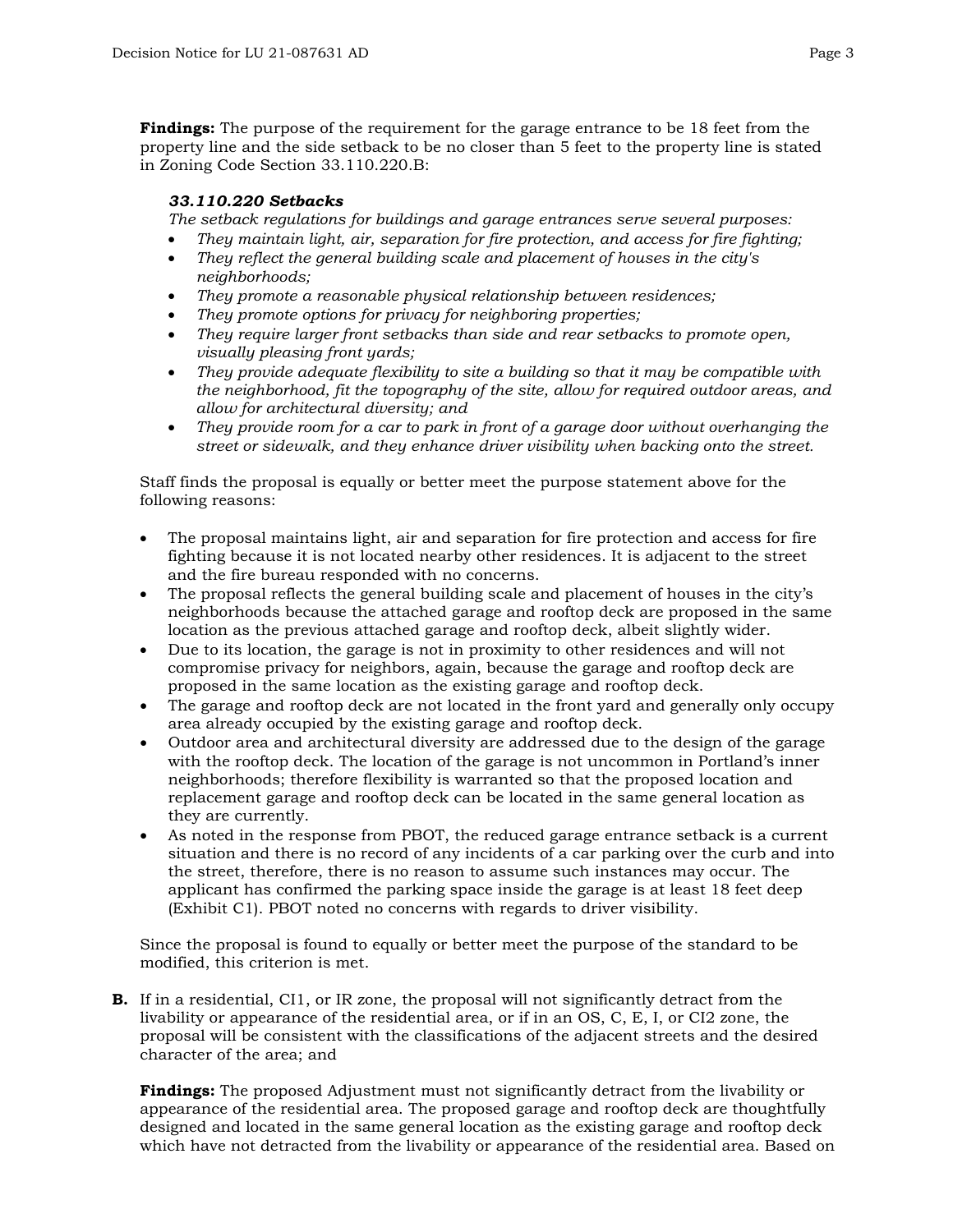**Findings:** The purpose of the requirement for the garage entrance to be 18 feet from the property line and the side setback to be no closer than 5 feet to the property line is stated in Zoning Code Section 33.110.220.B:

> ***33.110.220 Setbacks***
> *The setback regulations for buildings and garage entrances serve several purposes:*
> - *They maintain light, air, separation for fire protection, and access for fire fighting;*
> - *They reflect the general building scale and placement of houses in the city's neighborhoods;*
> - *They promote a reasonable physical relationship between residences;*
> - *They promote options for privacy for neighboring properties;*
> - *They require larger front setbacks than side and rear setbacks to promote open, visually pleasing front yards;*
> - *They provide adequate flexibility to site a building so that it may be compatible with the neighborhood, fit the topography of the site, allow for required outdoor areas, and allow for architectural diversity; and*
> - *They provide room for a car to park in front of a garage door without overhanging the street or sidewalk, and they enhance driver visibility when backing onto the street.*

Staff finds the proposal is equally or better meet the purpose statement above for the following reasons:

- The proposal maintains light, air and separation for fire protection and access for fire fighting because it is not located nearby other residences. It is adjacent to the street and the fire bureau responded with no concerns.
- The proposal reflects the general building scale and placement of houses in the city's neighborhoods because the attached garage and rooftop deck are proposed in the same location as the previous attached garage and rooftop deck, albeit slightly wider.
- Due to its location, the garage is not in proximity to other residences and will not compromise privacy for neighbors, again, because the garage and rooftop deck are proposed in the same location as the existing garage and rooftop deck.
- The garage and rooftop deck are not located in the front yard and generally only occupy area already occupied by the existing garage and rooftop deck.
- Outdoor area and architectural diversity are addressed due to the design of the garage with the rooftop deck. The location of the garage is not uncommon in Portland's inner neighborhoods; therefore flexibility is warranted so that the proposed location and replacement garage and rooftop deck can be located in the same general location as they are currently.
- As noted in the response from PBOT, the reduced garage entrance setback is a current situation and there is no record of any incidents of a car parking over the curb and into the street, therefore, there is no reason to assume such instances may occur. The applicant has confirmed the parking space inside the garage is at least 18 feet deep (Exhibit C1). PBOT noted no concerns with regards to driver visibility.

Since the proposal is found to equally or better meet the purpose of the standard to be modified, this criterion is met.

**B.** If in a residential, CI1, or IR zone, the proposal will not significantly detract from the livability or appearance of the residential area, or if in an OS, C, E, I, or CI2 zone, the proposal will be consistent with the classifications of the adjacent streets and the desired character of the area; and

**Findings:** The proposed Adjustment must not significantly detract from the livability or appearance of the residential area. The proposed garage and rooftop deck are thoughtfully designed and located in the same general location as the existing garage and rooftop deck which have not detracted from the livability or appearance of the residential area. Based on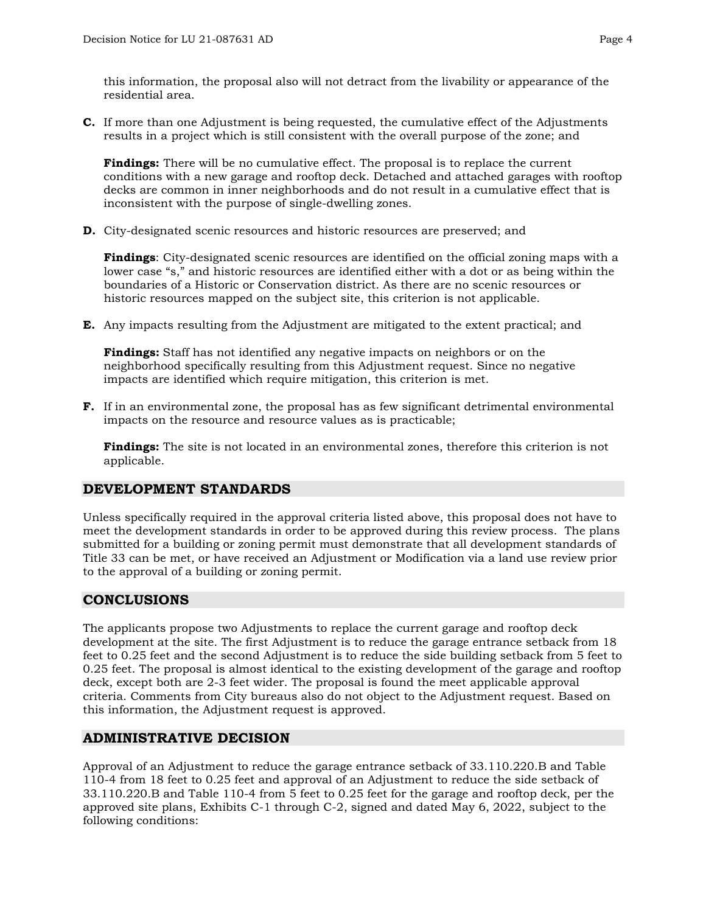this information, the proposal also will not detract from the livability or appearance of the residential area.

**C.** If more than one Adjustment is being requested, the cumulative effect of the Adjustments results in a project which is still consistent with the overall purpose of the zone; and

**Findings:** There will be no cumulative effect. The proposal is to replace the current conditions with a new garage and rooftop deck. Detached and attached garages with rooftop decks are common in inner neighborhoods and do not result in a cumulative effect that is inconsistent with the purpose of single-dwelling zones.

**D.** City-designated scenic resources and historic resources are preserved; and

**Findings**: City-designated scenic resources are identified on the official zoning maps with a lower case "s," and historic resources are identified either with a dot or as being within the boundaries of a Historic or Conservation district. As there are no scenic resources or historic resources mapped on the subject site, this criterion is not applicable.

**E.** Any impacts resulting from the Adjustment are mitigated to the extent practical; and

**Findings:** Staff has not identified any negative impacts on neighbors or on the neighborhood specifically resulting from this Adjustment request. Since no negative impacts are identified which require mitigation, this criterion is met.

**F.** If in an environmental zone, the proposal has as few significant detrimental environmental impacts on the resource and resource values as is practicable;

**Findings:** The site is not located in an environmental zones, therefore this criterion is not applicable.

## DEVELOPMENT STANDARDS

Unless specifically required in the approval criteria listed above, this proposal does not have to meet the development standards in order to be approved during this review process. The plans submitted for a building or zoning permit must demonstrate that all development standards of Title 33 can be met, or have received an Adjustment or Modification via a land use review prior to the approval of a building or zoning permit.

## CONCLUSIONS

The applicants propose two Adjustments to replace the current garage and rooftop deck development at the site. The first Adjustment is to reduce the garage entrance setback from 18 feet to 0.25 feet and the second Adjustment is to reduce the side building setback from 5 feet to 0.25 feet. The proposal is almost identical to the existing development of the garage and rooftop deck, except both are 2-3 feet wider. The proposal is found the meet applicable approval criteria. Comments from City bureaus also do not object to the Adjustment request. Based on this information, the Adjustment request is approved.

## ADMINISTRATIVE DECISION

Approval of an Adjustment to reduce the garage entrance setback of 33.110.220.B and Table 110-4 from 18 feet to 0.25 feet and approval of an Adjustment to reduce the side setback of 33.110.220.B and Table 110-4 from 5 feet to 0.25 feet for the garage and rooftop deck, per the approved site plans, Exhibits C-1 through C-2, signed and dated May 6, 2022, subject to the following conditions: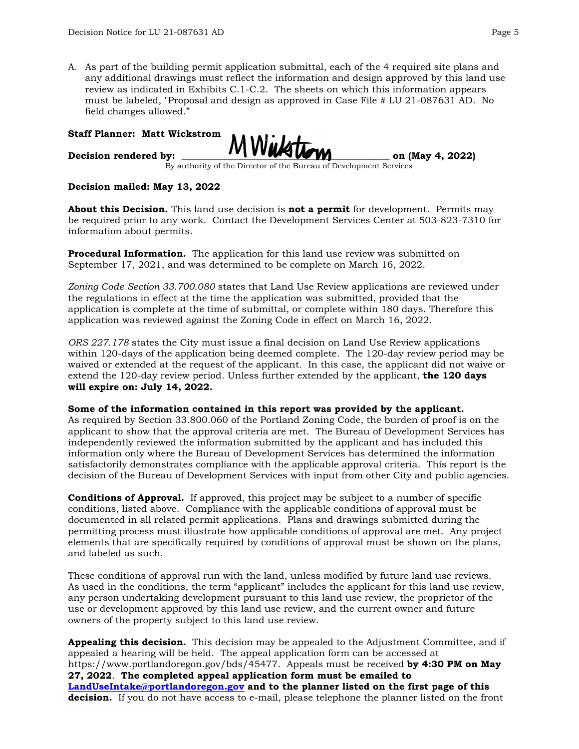A. As part of the building permit application submittal, each of the 4 required site plans and any additional drawings must reflect the information and design approved by this land use review as indicated in Exhibits C.1-C.2. The sheets on which this information appears must be labeled, "Proposal and design as approved in Case File # LU 21-087631 AD. No field changes allowed."

**Staff Planner: Matt Wickstrom**

**Decision rendered by:** ____M Wickstrom____ **on (May 4, 2022)**
By authority of the Director of the Bureau of Development Services

**Decision mailed: May 13, 2022**

**About this Decision.** This land use decision is **not a permit** for development. Permits may be required prior to any work. Contact the Development Services Center at 503-823-7310 for information about permits.

**Procedural Information.** The application for this land use review was submitted on September 17, 2021, and was determined to be complete on March 16, 2022.

*Zoning Code Section 33.700.080* states that Land Use Review applications are reviewed under the regulations in effect at the time the application was submitted, provided that the application is complete at the time of submittal, or complete within 180 days. Therefore this application was reviewed against the Zoning Code in effect on March 16, 2022.

*ORS 227.178* states the City must issue a final decision on Land Use Review applications within 120-days of the application being deemed complete. The 120-day review period may be waived or extended at the request of the applicant. In this case, the applicant did not waive or extend the 120-day review period. Unless further extended by the applicant, **the 120 days will expire on: July 14, 2022.**

**Some of the information contained in this report was provided by the applicant.**
As required by Section 33.800.060 of the Portland Zoning Code, the burden of proof is on the applicant to show that the approval criteria are met. The Bureau of Development Services has independently reviewed the information submitted by the applicant and has included this information only where the Bureau of Development Services has determined the information satisfactorily demonstrates compliance with the applicable approval criteria. This report is the decision of the Bureau of Development Services with input from other City and public agencies.

**Conditions of Approval.** If approved, this project may be subject to a number of specific conditions, listed above. Compliance with the applicable conditions of approval must be documented in all related permit applications. Plans and drawings submitted during the permitting process must illustrate how applicable conditions of approval are met. Any project elements that are specifically required by conditions of approval must be shown on the plans, and labeled as such.

These conditions of approval run with the land, unless modified by future land use reviews. As used in the conditions, the term "applicant" includes the applicant for this land use review, any person undertaking development pursuant to this land use review, the proprietor of the use or development approved by this land use review, and the current owner and future owners of the property subject to this land use review.

**Appealing this decision.** This decision may be appealed to the Adjustment Committee, and if appealed a hearing will be held. The appeal application form can be accessed at https://www.portlandoregon.gov/bds/45477. Appeals must be received **by 4:30 PM on May 27, 2022**. **The completed appeal application form must be emailed to [LandUseIntake@portlandoregon.gov](mailto:LandUseIntake@portlandoregon.gov) and to the planner listed on the first page of this decision.** If you do not have access to e-mail, please telephone the planner listed on the front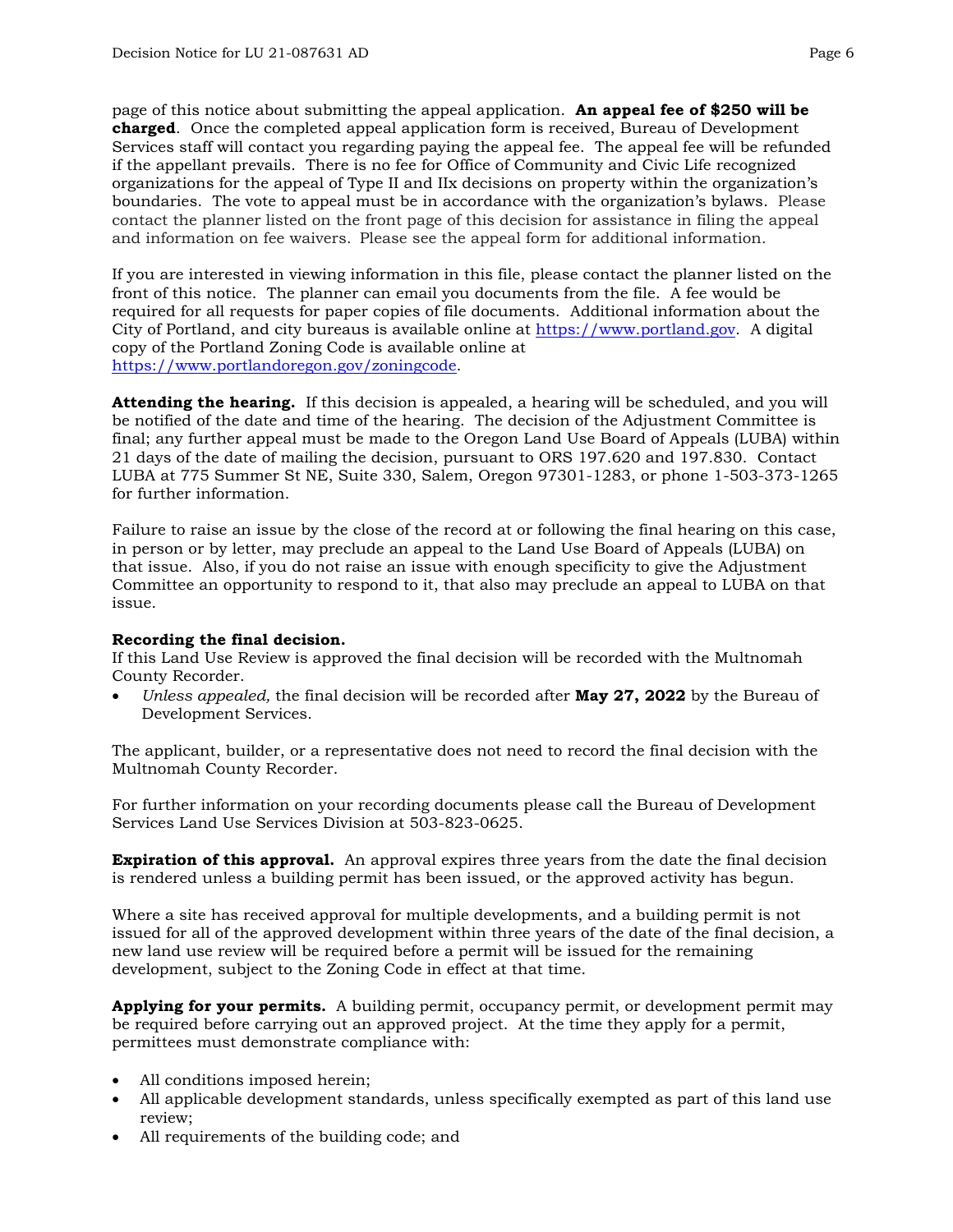page of this notice about submitting the appeal application. **An appeal fee of $250 will be charged**. Once the completed appeal application form is received, Bureau of Development Services staff will contact you regarding paying the appeal fee. The appeal fee will be refunded if the appellant prevails. There is no fee for Office of Community and Civic Life recognized organizations for the appeal of Type II and IIx decisions on property within the organization's boundaries. The vote to appeal must be in accordance with the organization's bylaws. Please contact the planner listed on the front page of this decision for assistance in filing the appeal and information on fee waivers. Please see the appeal form for additional information.

If you are interested in viewing information in this file, please contact the planner listed on the front of this notice. The planner can email you documents from the file. A fee would be required for all requests for paper copies of file documents. Additional information about the City of Portland, and city bureaus is available online at [https://www.portland.gov](https://www.portland.gov). A digital copy of the Portland Zoning Code is available online at [https://www.portlandoregon.gov/zoningcode](https://www.portlandoregon.gov/zoningcode).

**Attending the hearing.** If this decision is appealed, a hearing will be scheduled, and you will be notified of the date and time of the hearing. The decision of the Adjustment Committee is final; any further appeal must be made to the Oregon Land Use Board of Appeals (LUBA) within 21 days of the date of mailing the decision, pursuant to ORS 197.620 and 197.830. Contact LUBA at 775 Summer St NE, Suite 330, Salem, Oregon 97301-1283, or phone 1-503-373-1265 for further information.

Failure to raise an issue by the close of the record at or following the final hearing on this case, in person or by letter, may preclude an appeal to the Land Use Board of Appeals (LUBA) on that issue. Also, if you do not raise an issue with enough specificity to give the Adjustment Committee an opportunity to respond to it, that also may preclude an appeal to LUBA on that issue.

**Recording the final decision.**
If this Land Use Review is approved the final decision will be recorded with the Multnomah County Recorder.

- *Unless appealed,* the final decision will be recorded after **May 27, 2022** by the Bureau of Development Services.

The applicant, builder, or a representative does not need to record the final decision with the Multnomah County Recorder.

For further information on your recording documents please call the Bureau of Development Services Land Use Services Division at 503-823-0625.

**Expiration of this approval.** An approval expires three years from the date the final decision is rendered unless a building permit has been issued, or the approved activity has begun.

Where a site has received approval for multiple developments, and a building permit is not issued for all of the approved development within three years of the date of the final decision, a new land use review will be required before a permit will be issued for the remaining development, subject to the Zoning Code in effect at that time.

**Applying for your permits.** A building permit, occupancy permit, or development permit may be required before carrying out an approved project. At the time they apply for a permit, permittees must demonstrate compliance with:

- All conditions imposed herein;
- All applicable development standards, unless specifically exempted as part of this land use review;
- All requirements of the building code; and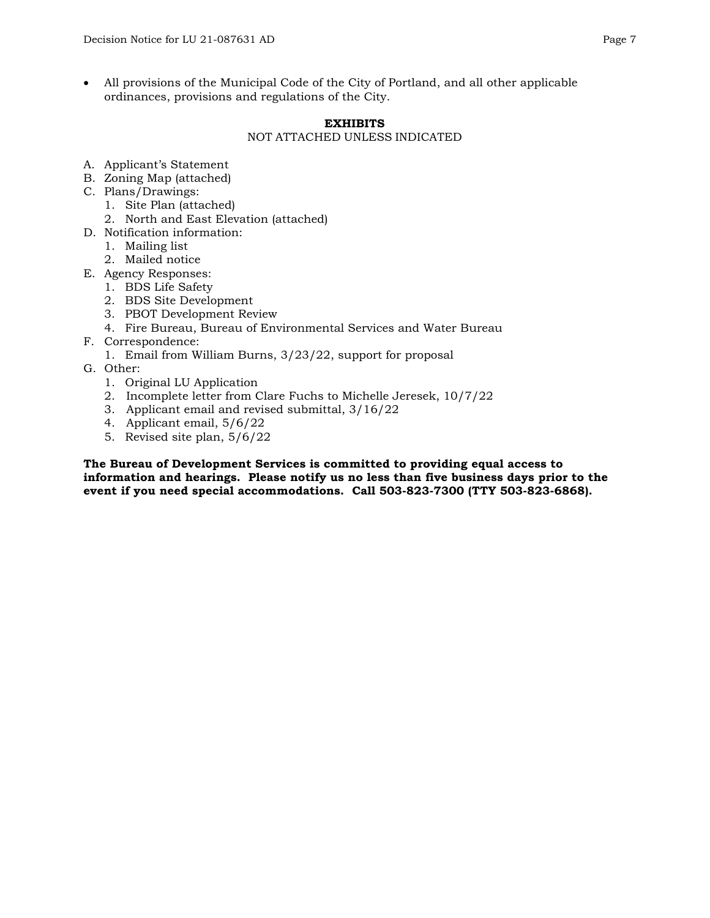- All provisions of the Municipal Code of the City of Portland, and all other applicable ordinances, provisions and regulations of the City.

**EXHIBITS**

NOT ATTACHED UNLESS INDICATED

A. Applicant's Statement
B. Zoning Map (attached)
C. Plans/Drawings:
   1. Site Plan (attached)
   2. North and East Elevation (attached)
D. Notification information:
   1. Mailing list
   2. Mailed notice
E. Agency Responses:
   1. BDS Life Safety
   2. BDS Site Development
   3. PBOT Development Review
   4. Fire Bureau, Bureau of Environmental Services and Water Bureau
F. Correspondence:
   1. Email from William Burns, 3/23/22, support for proposal
G. Other:
   1. Original LU Application
   2. Incomplete letter from Clare Fuchs to Michelle Jeresek, 10/7/22
   3. Applicant email and revised submittal, 3/16/22
   4. Applicant email, 5/6/22
   5. Revised site plan, 5/6/22

**The Bureau of Development Services is committed to providing equal access to information and hearings. Please notify us no less than five business days prior to the event if you need special accommodations. Call 503-823-7300 (TTY 503-823-6868).**